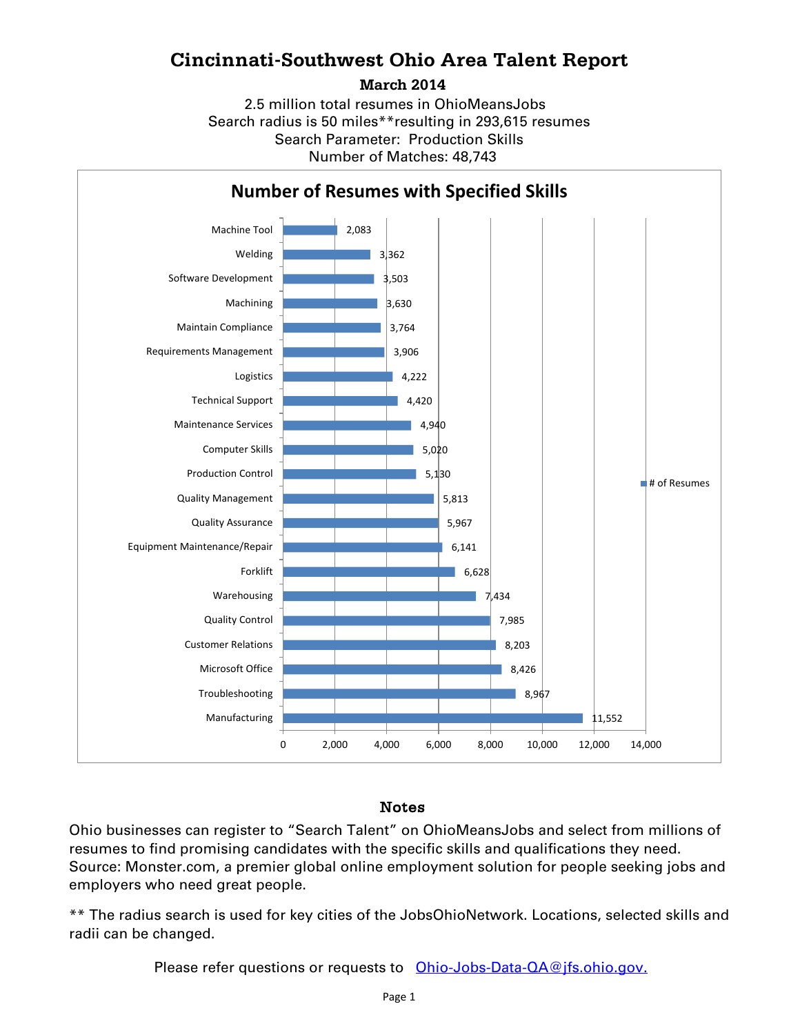# Cincinnati-Southwest Ohio Area Talent Report

**March 2014**

2.5 million total resumes in OhioMeansJobs
Search radius is 50 miles**resulting in 293,615 resumes
Search Parameter: Production Skills
Number of Matches: 48,743

## Number of Resumes with Specified Skills

| Skill | # of Resumes |
|---|---|
| Machine Tool | 2,083 |
| Welding | 3,362 |
| Software Development | 3,503 |
| Machining | 3,630 |
| Maintain Compliance | 3,764 |
| Requirements Management | 3,906 |
| Logistics | 4,222 |
| Technical Support | 4,420 |
| Maintenance Services | 4,940 |
| Computer Skills | 5,020 |
| Production Control | 5,130 |
| Quality Management | 5,813 |
| Quality Assurance | 5,967 |
| Equipment Maintenance/Repair | 6,141 |
| Forklift | 6,628 |
| Warehousing | 7,434 |
| Quality Control | 7,985 |
| Customer Relations | 8,203 |
| Microsoft Office | 8,426 |
| Troubleshooting | 8,967 |
| Manufacturing | 11,552 |

### Notes

Ohio businesses can register to "Search Talent" on OhioMeansJobs and select from millions of resumes to find promising candidates with the specific skills and qualifications they need. Source: Monster.com, a premier global online employment solution for people seeking jobs and employers who need great people.

** The radius search is used for key cities of the JobsOhioNetwork. Locations, selected skills and radii can be changed.

Please refer questions or requests to [Ohio-Jobs-Data-QA@jfs.ohio.gov.](mailto:Ohio-Jobs-Data-QA@jfs.ohio.gov)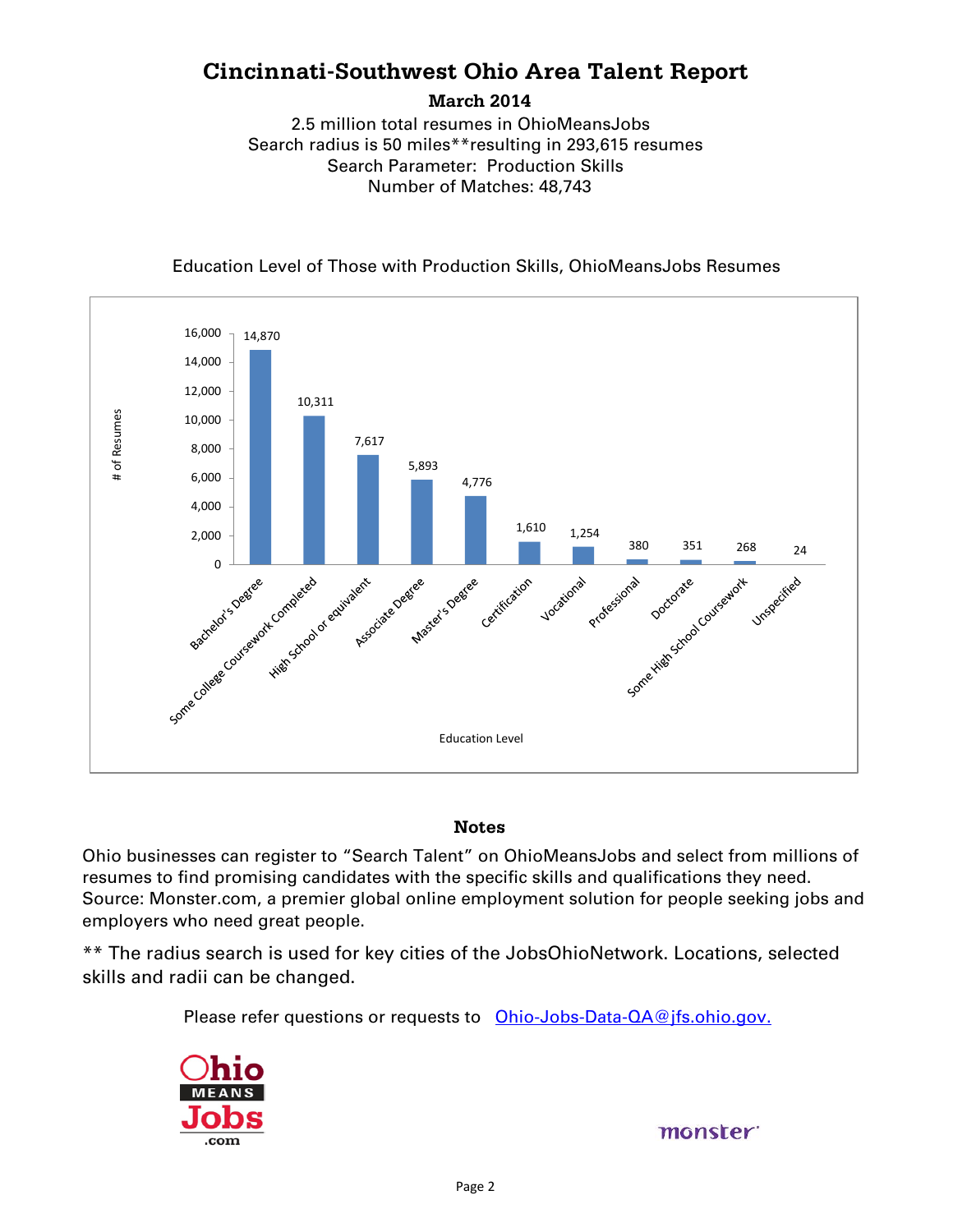# Cincinnati-Southwest Ohio Area Talent Report

**March 2014**

2.5 million total resumes in OhioMeansJobs
Search radius is 50 miles**resulting in 293,615 resumes
Search Parameter: Production Skills
Number of Matches: 48,743

Education Level of Those with Production Skills, OhioMeansJobs Resumes

# of Resumes

16,000
14,000
12,000
10,000
8,000
6,000
4,000
2,000
0

14,870
10,311
7,617
5,893
4,776
1,610
1,254
380
351
268
24

Bachelor's Degree
Some College Coursework Completed
High School or equivalent
Associate Degree
Master's Degree
Certification
Vocational
Professional
Doctorate
Some High School Coursework
Unspecified

Education Level

## Notes

Ohio businesses can register to "Search Talent" on OhioMeansJobs and select from millions of resumes to find promising candidates with the specific skills and qualifications they need. Source: Monster.com, a premier global online employment solution for people seeking jobs and employers who need great people.

** The radius search is used for key cities of the JobsOhioNetwork. Locations, selected skills and radii can be changed.

Please refer questions or requests to Ohio-Jobs-Data-QA@jfs.ohio.gov.

Ohio MEANS Jobs .com

monster